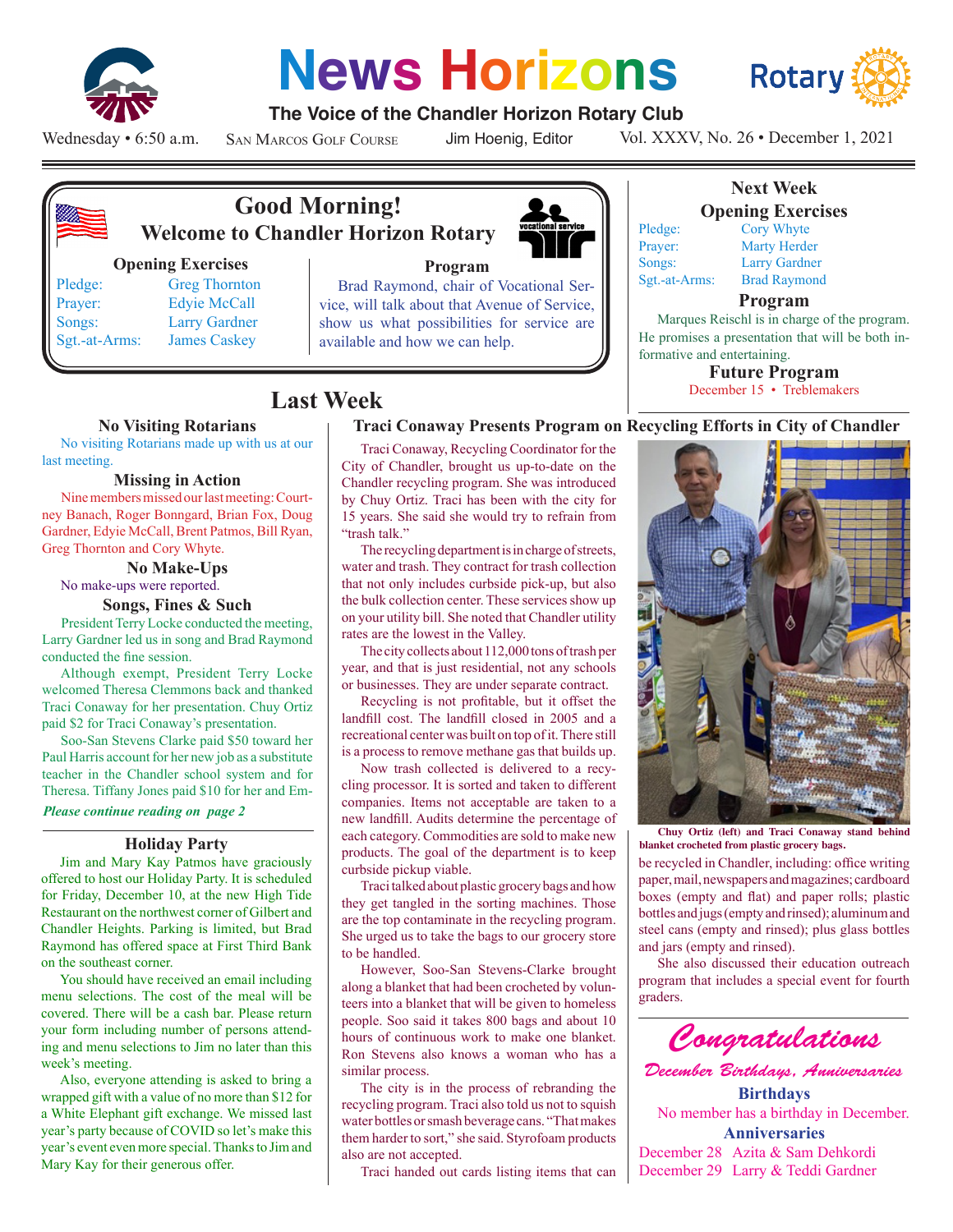# News Horizons

**The Voice of the Chandler Horizon Rotary Club**

Wednesday • 6:50 a.m. | San Marcos Golf Course | Jim Hoenig, Editor | Vol. XXXV, No. 26 • December 1, 2021

## Good Morning!
### Welcome to Chandler Horizon Rotary

**Opening Exercises**

| | |
|---|---|
| Pledge: | Greg Thornton |
| Prayer: | Edyie McCall |
| Songs: | Larry Gardner |
| Sgt.-at-Arms: | James Caskey |

**Program**

Brad Raymond, chair of Vocational Service, will talk about that Avenue of Service, show us what possibilities for service are available and how we can help.

## Next Week

**Opening Exercises**

| | |
|---|---|
| Pledge: | Cory Whyte |
| Prayer: | Marty Herder |
| Songs: | Larry Gardner |
| Sgt.-at-Arms: | Brad Raymond |

**Program**

Marques Reischl is in charge of the program. He promises a presentation that will be both informative and entertaining.

**Future Program**

December 15 • Treblemakers

## Last Week

### No Visiting Rotarians

No visiting Rotarians made up with us at our last meeting.

### Missing in Action

Nine members missed our last meeting: Courtney Banach, Roger Bonngard, Brian Fox, Doug Gardner, Edyie McCall, Brent Patmos, Bill Ryan, Greg Thornton and Cory Whyte.

### No Make-Ups

No make-ups were reported.

### Songs, Fines & Such

President Terry Locke conducted the meeting, Larry Gardner led us in song and Brad Raymond conducted the fine session.

Although exempt, President Terry Locke welcomed Theresa Clemmons back and thanked Traci Conaway for her presentation. Chuy Ortiz paid $2 for Traci Conaway's presentation.

Soo-San Stevens Clarke paid $50 toward her Paul Harris account for her new job as a substitute teacher in the Chandler school system and for Theresa. Tiffany Jones paid $10 for her and Em-

*Please continue reading on page 2*

### Holiday Party

Jim and Mary Kay Patmos have graciously offered to host our Holiday Party. It is scheduled for Friday, December 10, at the new High Tide Restaurant on the northwest corner of Gilbert and Chandler Heights. Parking is limited, but Brad Raymond has offered space at First Third Bank on the southeast corner.

You should have received an email including menu selections. The cost of the meal will be covered. There will be a cash bar. Please return your form including number of persons attending and menu selections to Jim no later than this week's meeting.

Also, everyone attending is asked to bring a wrapped gift with a value of no more than $12 for a White Elephant gift exchange. We missed last year's party because of COVID so let's make this year's event even more special. Thanks to Jim and Mary Kay for their generous offer.

### Traci Conaway Presents Program on Recycling Efforts in City of Chandler

Traci Conaway, Recycling Coordinator for the City of Chandler, brought us up-to-date on the Chandler recycling program. She was introduced by Chuy Ortiz. Traci has been with the city for 15 years. She said she would try to refrain from "trash talk."

The recycling department is in charge of streets, water and trash. They contract for trash collection that not only includes curbside pick-up, but also the bulk collection center. These services show up on your utility bill. She noted that Chandler utility rates are the lowest in the Valley.

The city collects about 112,000 tons of trash per year, and that is just residential, not any schools or businesses. They are under separate contract.

Recycling is not profitable, but it offset the landfill cost. The landfill closed in 2005 and a recreational center was built on top of it. There still is a process to remove methane gas that builds up.

Now trash collected is delivered to a recycling processor. It is sorted and taken to different companies. Items not acceptable are taken to a new landfill. Audits determine the percentage of each category. Commodities are sold to make new products. The goal of the department is to keep curbside pickup viable.

Traci talked about plastic grocery bags and how they get tangled in the sorting machines. Those are the top contaminate in the recycling program. She urged us to take the bags to our grocery store to be handled.

However, Soo-San Stevens-Clarke brought along a blanket that had been crocheted by volunteers into a blanket that will be given to homeless people. Soo said it takes 800 bags and about 10 hours of continuous work to make one blanket. Ron Stevens also knows a woman who has a similar process.

The city is in the process of rebranding the recycling program. Traci also told us not to squish water bottles or smash beverage cans. "That makes them harder to sort," she said. Styrofoam products also are not accepted.

Traci handed out cards listing items that can be recycled in Chandler, including: office writing paper, mail, newspapers and magazines; cardboard boxes (empty and flat) and paper rolls; plastic bottles and jugs (empty and rinsed); aluminum and steel cans (empty and rinsed); plus glass bottles and jars (empty and rinsed).

**Chuy Ortiz (left) and Traci Conaway stand behind blanket crocheted from plastic grocery bags.**

She also discussed their education outreach program that includes a special event for fourth graders.

## *Congratulations*

*December Birthdays, Anniversaries*

**Birthdays**

No member has a birthday in December.

**Anniversaries**

December 28 Azita & Sam Dehkordi
December 29 Larry & Teddi Gardner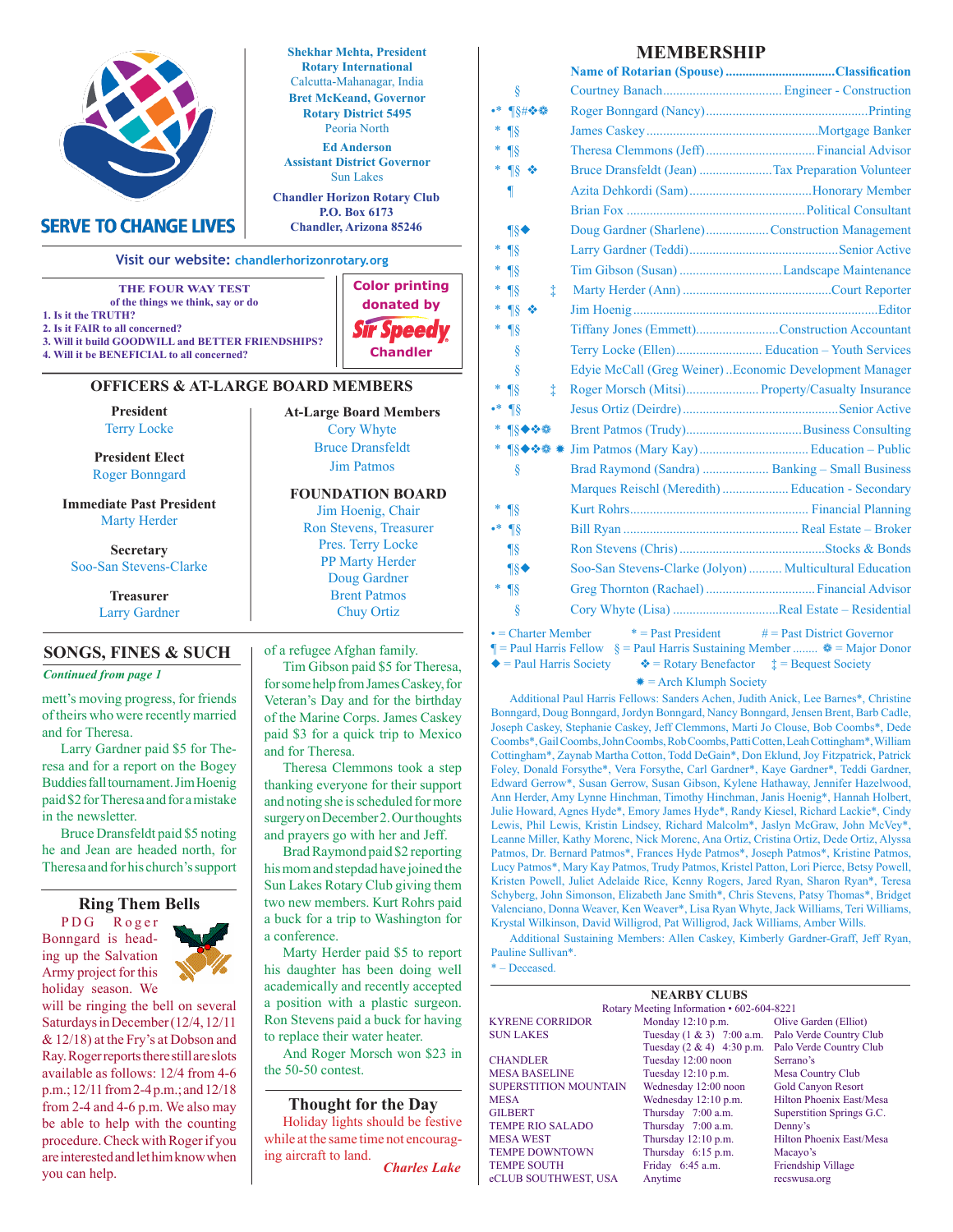SERVE TO CHANGE LIVES

**Shekhar Mehta, President**
**Rotary International**
Calcutta-Mahanagar, India
**Bret McKeand, Governor**
**Rotary District 5495**
Peoria North
**Ed Anderson**
**Assistant District Governor**
Sun Lakes
**Chandler Horizon Rotary Club**
**P.O. Box 6173**
**Chandler, Arizona 85246**

Visit our website: chandlerhorizonrotary.org

**THE FOUR WAY TEST**
**of the things we think, say or do**
1. Is it the TRUTH?
2. Is it FAIR to all concerned?
3. Will it build GOODWILL and BETTER FRIENDSHIPS?
4. Will it be BENEFICIAL to all concerned?

Color printing donated by Sir Speedy Chandler

## OFFICERS & AT-LARGE BOARD MEMBERS

**President**
Terry Locke

**President Elect**
Roger Bonngard

**Immediate Past President**
Marty Herder

**Secretary**
Soo-San Stevens-Clarke

**Treasurer**
Larry Gardner

**At-Large Board Members**
Cory Whyte
Bruce Dransfeldt
Jim Patmos

**FOUNDATION BOARD**
Jim Hoenig, Chair
Ron Stevens, Treasurer
Pres. Terry Locke
PP Marty Herder
Doug Gardner
Brent Patmos
Chuy Ortiz

## SONGS, FINES & SUCH

*Continued from page 1*

mett's moving progress, for friends of theirs who were recently married and for Theresa.

Larry Gardner paid $5 for Theresa, for a report on the Bogey Buddies fall tournament. Jim Hoenig paid $2 for Theresa and for a mistake in the newsletter.

Bruce Dransfeldt paid $5 noting he and Jean are headed north, for Theresa and for his church's support of a refugee Afghan family.

Tim Gibson paid $5 for Theresa, for some help from James Caskey, for Veteran's Day and for the birthday of the Marine Corps. James Caskey paid $3 for a quick trip to Mexico and for Theresa.

Theresa Clemmons took a step thanking everyone for their support and noting she is scheduled for more surgery on December 2. Our thoughts and prayers go with her and Jeff.

Brad Raymond paid $2 reporting his mom and stepdad have joined the Sun Lakes Rotary Club giving them two new members. Kurt Rohrs paid a buck for a trip to Washington for a conference.

Marty Herder paid $5 to report his daughter has been doing well academically and recently accepted a position with a plastic surgeon. Ron Stevens paid a buck for having to replace their water heater.

And Roger Morsch won $23 in the 50-50 contest.

## Ring Them Bells

PDG Roger Bonngard is heading up the Salvation Army project for this holiday season. We will be ringing the bell on several Saturdays in December (12/4, 12/11 & 12/18) at the Fry's at Dobson and Ray. Roger reports there still are slots available as follows: 12/4 from 4-6 p.m.; 12/11 from 2-4 p.m.; and 12/18 from 2-4 and 4-6 p.m. We also may be able to help with the counting procedure. Check with Roger if you are interested and let him know when you can help.

## Thought for the Day

Holiday lights should be festive while at the same time not encouraging aircraft to land.

*Charles Lake*

## MEMBERSHIP

| | Name of Rotarian (Spouse) | Classification |
|---|---|---|
| § | Courtney Banach | Engineer - Construction |
| •* ¶§#❖❁ | Roger Bonngard (Nancy) | Printing |
| * ¶§ | James Caskey | Mortgage Banker |
| * ¶§ | Theresa Clemmons (Jeff) | Financial Advisor |
| * ¶§ ❖ | Bruce Dransfeldt (Jean) | Tax Preparation Volunteer |
| ¶ | Azita Dehkordi (Sam) | Honorary Member |
| | Brian Fox | Political Consultant |
| ¶§◆ | Doug Gardner (Sharlene) | Construction Management |
| * ¶§ | Larry Gardner (Teddi) | Senior Active |
| * ¶§ | Tim Gibson (Susan) | Landscape Maintenance |
| * ¶§ ‡ | Marty Herder (Ann) | Court Reporter |
| * ¶§ ❖ | Jim Hoenig | Editor |
| * ¶§ | Tiffany Jones (Emmett) | Construction Accountant |
| § | Terry Locke (Ellen) | Education – Youth Services |
| § | Edyie McCall (Greg Weiner) | Economic Development Manager |
| * ¶§ ‡ | Roger Morsch (Mitsi) | Property/Casualty Insurance |
| •* ¶§ | Jesus Ortiz (Deirdre) | Senior Active |
| * ¶§◆❖❁ | Brent Patmos (Trudy) | Business Consulting |
| * ¶§◆❖❁ ✹ | Jim Patmos (Mary Kay) | Education – Public |
| § | Brad Raymond (Sandra) | Banking – Small Business |
| | Marques Reischl (Meredith) | Education - Secondary |
| * ¶§ | Kurt Rohrs | Financial Planning |
| •* ¶§ | Bill Ryan | Real Estate – Broker |
| ¶§ | Ron Stevens (Chris) | Stocks & Bonds |
| ¶§◆ | Soo-San Stevens-Clarke (Jolyon) | Multicultural Education |
| * ¶§ | Greg Thornton (Rachael) | Financial Advisor |
| § | Cory Whyte (Lisa) | Real Estate – Residential |

• = Charter Member * = Past President # = Past District Governor
¶ = Paul Harris Fellow § = Paul Harris Sustaining Member ❁ = Major Donor
◆ = Paul Harris Society ❖ = Rotary Benefactor ‡ = Bequest Society
✹ = Arch Klumph Society

Additional Paul Harris Fellows: Sanders Achen, Judith Anick, Lee Barnes*, Christine Bonngard, Doug Bonngard, Jordyn Bonngard, Nancy Bonngard, Jensen Brent, Barb Cadle, Joseph Caskey, Stephanie Caskey, Jeff Clemmons, Marti Jo Clouse, Bob Coombs*, Dede Coombs*, Gail Coombs, John Coombs, Rob Coombs, Patti Cotten, Leah Cottingham*, William Cottingham*, Zaynab Martha Cotton, Todd DeGain*, Don Eklund, Joy Fitzpatrick, Patrick Foley, Donald Forsythe*, Vera Forsythe, Carl Gardner*, Kaye Gardner*, Teddi Gardner, Edward Gerrow*, Susan Gerrow, Susan Gibson, Kylene Hathaway, Jennifer Hazelwood, Ann Herder, Amy Lynne Hinchman, Timothy Hinchman, Janis Hoenig*, Hannah Holbert, Julie Howard, Agnes Hyde*, Emory James Hyde*, Randy Kiesel, Richard Lackie*, Cindy Lewis, Phil Lewis, Kristin Lindsey, Richard Malcolm*, Jaslyn McGraw, John McVey*, Leanne Miller, Kathy Morenc, Nick Morenc, Ana Ortiz, Cristina Ortiz, Dede Ortiz, Alyssa Patmos, Dr. Bernard Patmos*, Frances Hyde Patmos*, Joseph Patmos*, Kristine Patmos, Lucy Patmos*, Mary Kay Patmos, Trudy Patmos, Kristel Patton, Lori Pierce, Betsy Powell, Kristen Powell, Juliet Adelaide Rice, Kenny Rogers, Jared Ryan, Sharon Ryan*, Teresa Schyberg, John Simonson, Elizabeth Jane Smith*, Chris Stevens, Patsy Thomas*, Bridget Valenciano, Donna Weaver, Ken Weaver*, Lisa Ryan Whyte, Jack Williams, Teri Williams, Krystal Wilkinson, David Willigrod, Pat Willigrod, Jack Williams, Amber Wills.

Additional Sustaining Members: Allen Caskey, Kimberly Gardner-Graff, Jeff Ryan, Pauline Sullivan*.

* – Deceased.

## NEARBY CLUBS

Rotary Meeting Information • 602-604-8221

| | | |
|---|---|---|
| KYRENE CORRIDOR | Monday 12:10 p.m. | Olive Garden (Elliot) |
| SUN LAKES | Tuesday (1 & 3) 7:00 a.m. | Palo Verde Country Club |
| | Tuesday (2 & 4) 4:30 p.m. | Palo Verde Country Club |
| CHANDLER | Tuesday 12:00 noon | Serrano's |
| MESA BASELINE | Tuesday 12:10 p.m. | Mesa Country Club |
| SUPERSTITION MOUNTAIN | Wednesday 12:00 noon | Gold Canyon Resort |
| MESA | Wednesday 12:10 p.m. | Hilton Phoenix East/Mesa |
| GILBERT | Thursday 7:00 a.m. | Superstition Springs G.C. |
| TEMPE RIO SALADO | Thursday 7:00 a.m. | Denny's |
| MESA WEST | Thursday 12:10 p.m. | Hilton Phoenix East/Mesa |
| TEMPE DOWNTOWN | Thursday 6:15 p.m. | Macayo's |
| TEMPE SOUTH | Friday 6:45 a.m. | Friendship Village |
| eCLUB SOUTHWEST, USA | Anytime | recswusa.org |